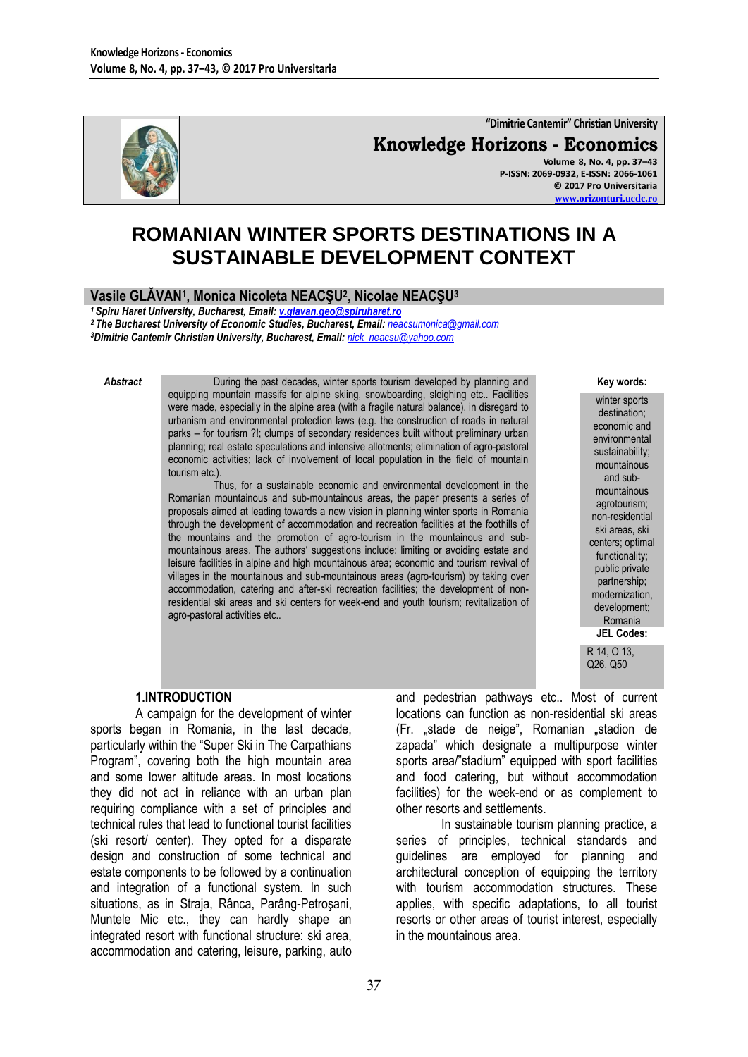# ROMANIAN WINTER SPORTS DESTINATIONS IN A SUSTAINABLE DEVELOPMENT CONTEXT

**Vasile GLĂVAN[1], Monica Nicoleta NEACŞU[2], Nicolae NEACŞU[3]**

*[1] Spiru Haret University, Bucharest, Email: v.glavan.geo@spiruharet.ro*
*[2] The Bucharest University of Economic Studies, Bucharest, Email: neacsumonica@gmail.com*
*[3] Dimitrie Cantemir Christian University, Bucharest, Email: nick_neacsu@yahoo.com*

***Abstract***

During the past decades, winter sports tourism developed by planning and equipping mountain massifs for alpine skiing, snowboarding, sleighing etc.. Facilities were made, especially in the alpine area (with a fragile natural balance), in disregard to urbanism and environmental protection laws (e.g. the construction of roads in natural parks – for tourism ?!; clumps of secondary residences built without preliminary urban planning; real estate speculations and intensive allotments; elimination of agro-pastoral economic activities; lack of involvement of local population in the field of mountain tourism etc.).

Thus, for a sustainable economic and environmental development in the Romanian mountainous and sub-mountainous areas, the paper presents a series of proposals aimed at leading towards a new vision in planning winter sports in Romania through the development of accommodation and recreation facilities at the foothills of the mountains and the promotion of agro-tourism in the mountainous and sub-mountainous areas. The authors' suggestions include: limiting or avoiding estate and leisure facilities in alpine and high mountainous area; economic and tourism revival of villages in the mountainous and sub-mountainous areas (agro-tourism) by taking over accommodation, catering and after-ski recreation facilities; the development of non-residential ski areas and ski centers for week-end and youth tourism; revitalization of agro-pastoral activities etc..

**Key words:** winter sports destination; economic and environmental sustainability; mountainous and sub-mountainous agrotourism; non-residential ski areas, ski centers; optimal functionality; public private partnership; modernization, development; Romania

**JEL Codes:** R 14, O 13, Q26, Q50

## 1.INTRODUCTION

A campaign for the development of winter sports began in Romania, in the last decade, particularly within the "Super Ski in The Carpathians Program", covering both the high mountain area and some lower altitude areas. In most locations they did not act in reliance with an urban plan requiring compliance with a set of principles and technical rules that lead to functional tourist facilities (ski resort/ center). They opted for a disparate design and construction of some technical and estate components to be followed by a continuation and integration of a functional system. In such situations, as in Straja, Rânca, Parâng-Petroşani, Muntele Mic etc., they can hardly shape an integrated resort with functional structure: ski area, accommodation and catering, leisure, parking, auto and pedestrian pathways etc.. Most of current locations can function as non-residential ski areas (Fr. „stade de neige", Romanian „stadion de zapada" which designate a multipurpose winter sports area/"stadium" equipped with sport facilities and food catering, but without accommodation facilities) for the week-end or as complement to other resorts and settlements.

In sustainable tourism planning practice, a series of principles, technical standards and guidelines are employed for planning and architectural conception of equipping the territory with tourism accommodation structures. These applies, with specific adaptations, to all tourist resorts or other areas of tourist interest, especially in the mountainous area.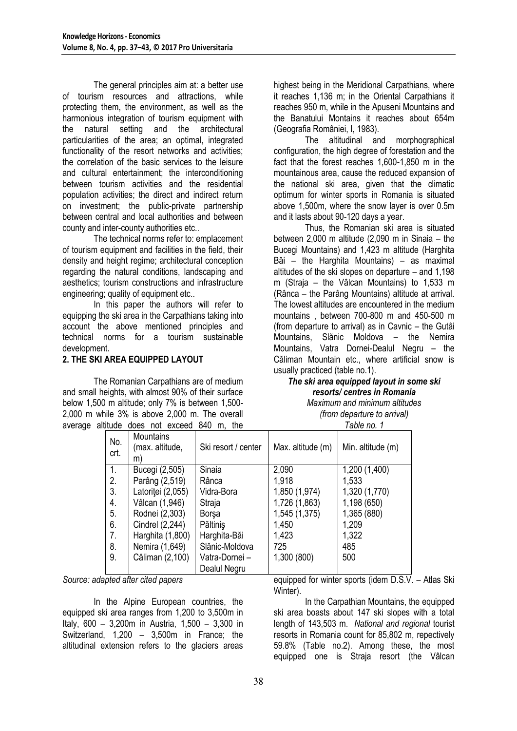The general principles aim at: a better use of tourism resources and attractions, while protecting them, the environment, as well as the harmonious integration of tourism equipment with the natural setting and the architectural particularities of the area; an optimal, integrated functionality of the resort networks and activities; the correlation of the basic services to the leisure and cultural entertainment; the interconditioning between tourism activities and the residential population activities; the direct and indirect return on investment; the public-private partnership between central and local authorities and between county and inter-county authorities etc..

The technical norms refer to: emplacement of tourism equipment and facilities in the field, their density and height regime; architectural conception regarding the natural conditions, landscaping and aesthetics; tourism constructions and infrastructure engineering; quality of equipment etc..

In this paper the authors will refer to equipping the ski area in the Carpathians taking into account the above mentioned principles and technical norms for a tourism sustainable development.

## 2. THE SKI AREA EQUIPPED LAYOUT

The Romanian Carpathians are of medium and small heights, with almost 90% of their surface below 1,500 m altitude; only 7% is between 1,500-2,000 m while 3% is above 2,000 m. The overall average altitude does not exceed 840 m, the highest being in the Meridional Carpathians, where it reaches 1,136 m; in the Oriental Carpathians it reaches 950 m, while in the Apuseni Mountains and the Banatului Montains it reaches about 654m (Geografia României, I, 1983).

The altitudinal and morphographical configuration, the high degree of forestation and the fact that the forest reaches 1,600-1,850 m in the mountainous area, cause the reduced expansion of the national ski area, given that the climatic optimum for winter sports in Romania is situated above 1,500m, where the snow layer is over 0.5m and it lasts about 90-120 days a year.

Thus, the Romanian ski area is situated between 2,000 m altitude (2,090 m in Sinaia – the Bucegi Mountains) and 1,423 m altitude (Harghita Băi – the Harghita Mountains) – as maximal altitudes of the ski slopes on departure – and 1,198 m (Straja – the Vâlcan Mountains) to 1,533 m (Rânca – the Parâng Mountains) altitude at arrival. The lowest altitudes are encountered in the medium mountains , between 700-800 m and 450-500 m (from departure to arrival) as in Cavnic – the Gutâi Mountains, Slănic Moldova – the Nemira Mountains, Vatra Dornei-Dealul Negru – the Căliman Mountain etc., where artificial snow is usually practiced (table no.1).

***The ski area equipped layout in some ski resorts/ centres in Romania***

*Maximum and minimum altitudes (from departure to arrival)*

*Table no. 1*

| No. crt. | Mountains (max. altitude, m) | Ski resort / center | Max. altitude (m) | Min. altitude (m) |
|---|---|---|---|---|
| 1. | Bucegi (2,505) | Sinaia | 2,090 | 1,200 (1,400) |
| 2. | Parâng (2,519) | Rânca | 1,918 | 1,533 |
| 3. | Latoriţei (2,055) | Vidra-Bora | 1,850 (1,974) | 1,320 (1,770) |
| 4. | Vâlcan (1,946) | Straja | 1,726 (1,863) | 1,198 (650) |
| 5. | Rodnei (2,303) | Borşa | 1,545 (1,375) | 1,365 (880) |
| 6. | Cindrel (2,244) | Păltiniş | 1,450 | 1,209 |
| 7. | Harghita (1,800) | Harghita-Băi | 1,423 | 1,322 |
| 8. | Nemira (1,649) | Slănic-Moldova | 725 | 485 |
| 9. | Căliman (2,100) | Vatra-Dornei – Dealul Negru | 1,300 (800) | 500 |

*Source: adapted after cited papers*

In the Alpine European countries, the equipped ski area ranges from 1,200 to 3,500m in Italy, 600 – 3,200m in Austria, 1,500 – 3,300 in Switzerland, 1,200 – 3,500m in France; the altitudinal extension refers to the glaciers areas equipped for winter sports (idem D.S.V. – Atlas Ski Winter).

In the Carpathian Mountains, the equipped ski area boasts about 147 ski slopes with a total length of 143,503 m. *National and regional* tourist resorts in Romania count for 85,802 m, respectively 59.8% (Table no.2). Among these, the most equipped one is Straja resort (the Vâlcan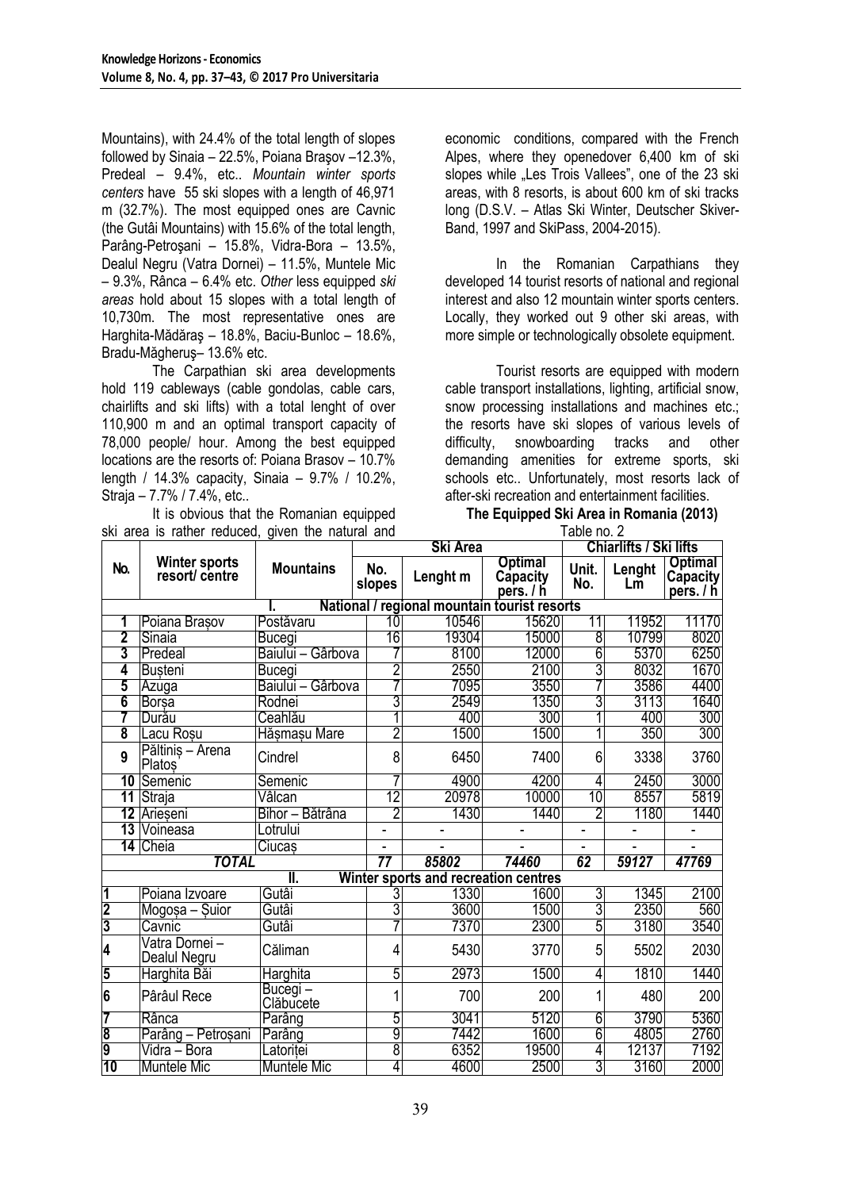Mountains), with 24.4% of the total length of slopes followed by Sinaia – 22.5%, Poiana Braşov –12.3%, Predeal – 9.4%, etc.. *Mountain winter sports centers* have 55 ski slopes with a length of 46,971 m (32.7%). The most equipped ones are Cavnic (the Gutâi Mountains) with 15.6% of the total length, Parâng-Petroşani – 15.8%, Vidra-Bora – 13.5%, Dealul Negru (Vatra Dornei) – 11.5%, Muntele Mic – 9.3%, Rânca – 6.4% etc. *Other* less equipped *ski areas* hold about 15 slopes with a total length of 10,730m. The most representative ones are Harghita-Mădăraş – 18.8%, Baciu-Bunloc – 18.6%, Bradu-Măgheruş– 13.6% etc.

The Carpathian ski area developments hold 119 cableways (cable gondolas, cable cars, chairlifts and ski lifts) with a total lenght of over 110,900 m and an optimal transport capacity of 78,000 people/ hour. Among the best equipped locations are the resorts of: Poiana Brasov – 10.7% length / 14.3% capacity, Sinaia – 9.7% / 10.2%, Straja – 7.7% / 7.4%, etc..

It is obvious that the Romanian equipped ski area is rather reduced, given the natural and economic conditions, compared with the French Alpes, where they openedover 6,400 km of ski slopes while „Les Trois Vallees", one of the 23 ski areas, with 8 resorts, is about 600 km of ski tracks long (D.S.V. – Atlas Ski Winter, Deutscher Skiver-Band, 1997 and SkiPass, 2004-2015).

In the Romanian Carpathians they developed 14 tourist resorts of national and regional interest and also 12 mountain winter sports centers. Locally, they worked out 9 other ski areas, with more simple or technologically obsolete equipment.

Tourist resorts are equipped with modern cable transport installations, lighting, artificial snow, snow processing installations and machines etc.; the resorts have ski slopes of various levels of difficulty, snowboarding tracks and other demanding amenities for extreme sports, ski schools etc.. Unfortunately, most resorts lack of after-ski recreation and entertainment facilities.

**The Equipped Ski Area in Romania (2013)**

Table no. 2

| No. | Winter sports resort/ centre | Mountains | Ski Area | | | Chiarlifts / Ski lifts | | |
|---|---|---|---|---|---|---|---|---|
| | | | No. slopes | Lenght m | Optimal Capacity pers. / h | Unit. No. | Lenght Lm | Optimal Capacity pers. / h |
| | | **I. National / regional mountain tourist resorts** | | | | | | |
| 1 | Poiana Braşov | Postăvaru | 10 | 10546 | 15620 | 11 | 11952 | 11170 |
| 2 | Sinaia | Bucegi | 16 | 19304 | 15000 | 8 | 10799 | 8020 |
| 3 | Predeal | Baiului – Gârbova | 7 | 8100 | 12000 | 6 | 5370 | 6250 |
| 4 | Buşteni | Bucegi | 2 | 2550 | 2100 | 3 | 8032 | 1670 |
| 5 | Azuga | Baiului – Gârbova | 7 | 7095 | 3550 | 7 | 3586 | 4400 |
| 6 | Borşa | Rodnei | 3 | 2549 | 1350 | 3 | 3113 | 1640 |
| 7 | Durău | Ceahlău | 1 | 400 | 300 | 1 | 400 | 300 |
| 8 | Lacu Roşu | Hăşmaşu Mare | 2 | 1500 | 1500 | 1 | 350 | 300 |
| 9 | Păltiniş – Arena Platoş | Cindrel | 8 | 6450 | 7400 | 6 | 3338 | 3760 |
| 10 | Semenic | Semenic | 7 | 4900 | 4200 | 4 | 2450 | 3000 |
| 11 | Straja | Vâlcan | 12 | 20978 | 10000 | 10 | 8557 | 5819 |
| 12 | Arieşeni | Bihor – Bătrâna | 2 | 1430 | 1440 | 2 | 1180 | 1440 |
| 13 | Voineasa | Lotrului | - | - | - | - | - | - |
| 14 | Cheia | Ciucaş | - | - | - | - | - | - |
| | ***TOTAL*** | | ***77*** | ***85802*** | ***74460*** | ***62*** | ***59127*** | ***47769*** |
| | | **II. Winter sports and recreation centres** | | | | | | |
| 1 | Poiana Izvoare | Gutâi | 3 | 1330 | 1600 | 3 | 1345 | 2100 |
| 2 | Mogoşa – Şuior | Gutâi | 3 | 3600 | 1500 | 3 | 2350 | 560 |
| 3 | Cavnic | Gutâi | 7 | 7370 | 2300 | 5 | 3180 | 3540 |
| 4 | Vatra Dornei – Dealul Negru | Căliman | 4 | 5430 | 3770 | 5 | 5502 | 2030 |
| 5 | Harghita Băi | Harghita | 5 | 2973 | 1500 | 4 | 1810 | 1440 |
| 6 | Pârâul Rece | Bucegi – Clăbucete | 1 | 700 | 200 | 1 | 480 | 200 |
| 7 | Rânca | Parâng | 5 | 3041 | 5120 | 6 | 3790 | 5360 |
| 8 | Parâng – Petroşani | Parâng | 9 | 7442 | 1600 | 6 | 4805 | 2760 |
| 9 | Vidra – Bora | Latoriţei | 8 | 6352 | 19500 | 4 | 12137 | 7192 |
| 10 | Muntele Mic | Muntele Mic | 4 | 4600 | 2500 | 3 | 3160 | 2000 |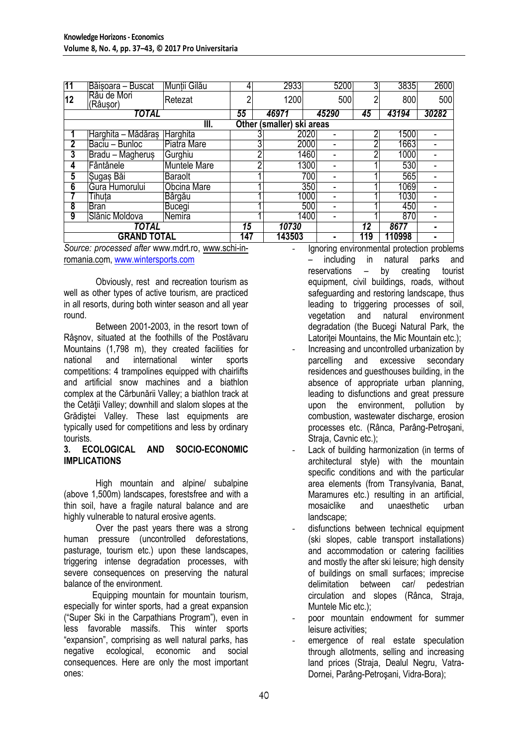| 11 | Băişoara – Buscat | Munţii Gilău | 4 | 2933 | 5200 | 3 | 3835 | 2600 |
|---|---|---|---|---|---|---|---|---|
| 12 | Râu de Mori (Râuşor) | Retezat | 2 | 1200 | 500 | 2 | 800 | 500 |
| ***TOTAL*** | | | ***55*** | ***46971*** | ***45290*** | ***45*** | ***43194*** | ***30282*** |
| | | III. | **Other (smaller) ski areas** | | | | | |
| **1** | Harghita – Mădăraş | Harghita | 3 | 2020 | - | 2 | 1500 | - |
| **2** | Baciu – Bunloc | Piatra Mare | 3 | 2000 | - | 2 | 1663 | - |
| **3** | Bradu – Magheruş | Gurghiu | 2 | 1460 | - | 2 | 1000 | - |
| **4** | Fântânele | Muntele Mare | 2 | 1300 | - | 1 | 530 | - |
| **5** | Şugaş Băi | Baraolt | 1 | 700 | - | 1 | 565 | - |
| **6** | Gura Humorului | Obcina Mare | 1 | 350 | - | 1 | 1069 | - |
| **7** | Tihuţa | Bârgău | 1 | 1000 | - | 1 | 1030 | - |
| **8** | Bran | Bucegi | 1 | 500 | - | 1 | 450 | - |
| **9** | Slănic Moldova | Nemira | 1 | 1400 | - | 1 | 870 | - |
| ***TOTAL*** | | | ***15*** | ***10730*** | | ***12*** | ***8677*** | **-** |
| **GRAND TOTAL** | | | **147** | **143503** | **-** | **119** | **110998** | **-** |

*Source: processed after* www.mdrt.ro, www.schi-in-romania.com, www.wintersports.com

Obviously, rest and recreation tourism as well as other types of active tourism, are practiced in all resorts, during both winter season and all year round.

Between 2001-2003, in the resort town of Râşnov, situated at the foothills of the Postăvaru Mountains (1,798 m), they created facilities for national and international winter sports competitions: 4 trampolines equipped with chairlifts and artificial snow machines and a biathlon complex at the Cărbunării Valley; a biathlon track at the Cetăţii Valley; downhill and slalom slopes at the Grădiştei Valley. These last equipments are typically used for competitions and less by ordinary tourists.

## 3. ECOLOGICAL AND SOCIO-ECONOMIC IMPLICATIONS

High mountain and alpine/ subalpine (above 1,500m) landscapes, forestsfree and with a thin soil, have a fragile natural balance and are highly vulnerable to natural erosive agents.

Over the past years there was a strong human pressure (uncontrolled deforestations, pasturage, tourism etc.) upon these landscapes, triggering intense degradation processes, with severe consequences on preserving the natural balance of the environment.

Equipping mountain for mountain tourism, especially for winter sports, had a great expansion ("Super Ski in the Carpathians Program"), even in less favorable massifs. This winter sports "expansion", comprising as well natural parks, has negative ecological, economic and social consequences. Here are only the most important ones:

- Ignoring environmental protection problems – including in natural parks and reservations – by creating tourist equipment, civil buildings, roads, without safeguarding and restoring landscape, thus leading to triggering processes of soil, vegetation and natural environment degradation (the Bucegi Natural Park, the Latoriţei Mountains, the Mic Mountain etc.);
- Increasing and uncontrolled urbanization by parcelling and excessive secondary residences and guesthouses building, in the absence of appropriate urban planning, leading to disfunctions and great pressure upon the environment, pollution by combustion, wastewater discharge, erosion processes etc. (Rânca, Parâng-Petroşani, Straja, Cavnic etc.);
- Lack of building harmonization (in terms of architectural style) with the mountain specific conditions and with the particular area elements (from Transylvania, Banat, Maramures etc.) resulting in an artificial, mosaiclike and unaesthetic urban landscape;
- disfunctions between technical equipment (ski slopes, cable transport installations) and accommodation or catering facilities and mostly the after ski leisure; high density of buildings on small surfaces; imprecise delimitation between car/ pedestrian circulation and slopes (Rânca, Straja, Muntele Mic etc.);
- poor mountain endowment for summer leisure activities;
- emergence of real estate speculation through allotments, selling and increasing land prices (Straja, Dealul Negru, Vatra-Dornei, Parâng-Petroşani, Vidra-Bora);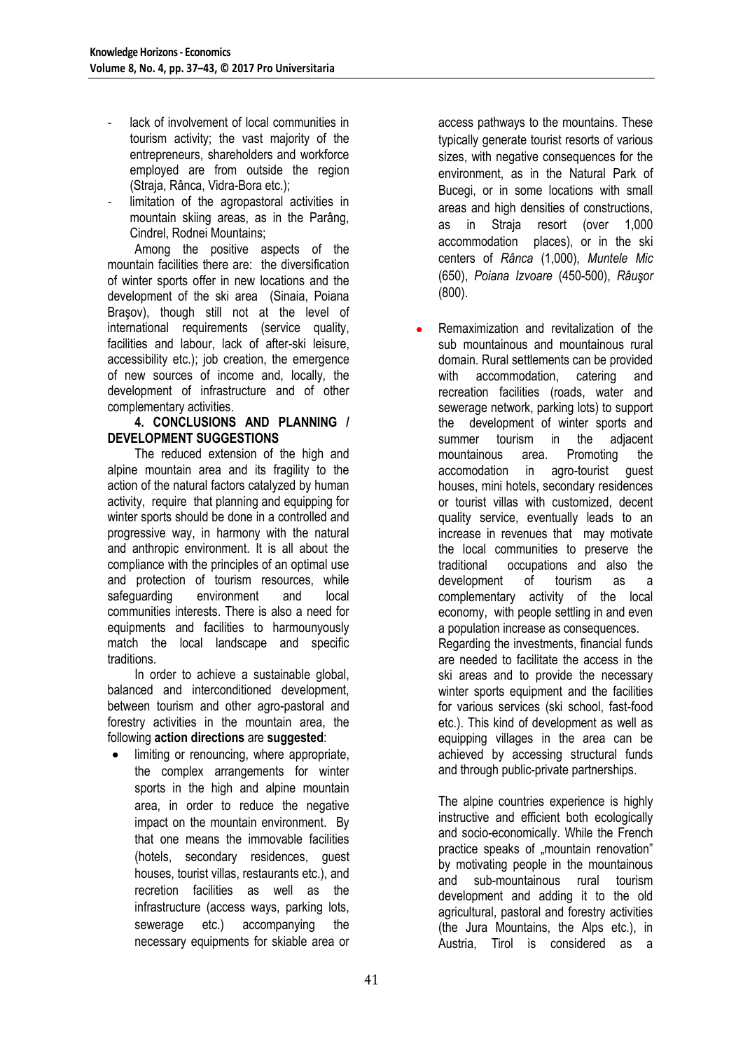- lack of involvement of local communities in tourism activity; the vast majority of the entrepreneurs, shareholders and workforce employed are from outside the region (Straja, Rânca, Vidra-Bora etc.);
- limitation of the agropastoral activities in mountain skiing areas, as in the Parâng, Cindrel, Rodnei Mountains;

Among the positive aspects of the mountain facilities there are: the diversification of winter sports offer in new locations and the development of the ski area (Sinaia, Poiana Braşov), though still not at the level of international requirements (service quality, facilities and labour, lack of after-ski leisure, accessibility etc.); job creation, the emergence of new sources of income and, locally, the development of infrastructure and of other complementary activities.

**4. CONCLUSIONS AND PLANNING / DEVELOPMENT SUGGESTIONS**

The reduced extension of the high and alpine mountain area and its fragility to the action of the natural factors catalyzed by human activity, require that planning and equipping for winter sports should be done in a controlled and progressive way, in harmony with the natural and anthropic environment. It is all about the compliance with the principles of an optimal use and protection of tourism resources, while safeguarding environment and local communities interests. There is also a need for equipments and facilities to harmounyously match the local landscape and specific traditions.

In order to achieve a sustainable global, balanced and interconditioned development, between tourism and other agro-pastoral and forestry activities in the mountain area, the following **action directions** are **suggested**:

- limiting or renouncing, where appropriate, the complex arrangements for winter sports in the high and alpine mountain area, in order to reduce the negative impact on the mountain environment. By that one means the immovable facilities (hotels, secondary residences, guest houses, tourist villas, restaurants etc.), and recretion facilities as well as the infrastructure (access ways, parking lots, sewerage etc.) accompanying the necessary equipments for skiable area or access pathways to the mountains. These typically generate tourist resorts of various sizes, with negative consequences for the environment, as in the Natural Park of Bucegi, or in some locations with small areas and high densities of constructions, as in Straja resort (over 1,000 accommodation places), or in the ski centers of *Rânca* (1,000), *Muntele Mic* (650), *Poiana Izvoare* (450-500), *Râuşor* (800).
- Remaximization and revitalization of the sub mountainous and mountainous rural domain. Rural settlements can be provided with accommodation, catering and recreation facilities (roads, water and sewerage network, parking lots) to support the development of winter sports and summer tourism in the adjacent mountainous area. Promoting the accomodation in agro-tourist guest houses, mini hotels, secondary residences or tourist villas with customized, decent quality service, eventually leads to an increase in revenues that may motivate the local communities to preserve the traditional occupations and also the development of tourism as a complementary activity of the local economy, with people settling in and even a population increase as consequences.

  Regarding the investments, financial funds are needed to facilitate the access in the ski areas and to provide the necessary winter sports equipment and the facilities for various services (ski school, fast-food etc.). This kind of development as well as equipping villages in the area can be achieved by accessing structural funds and through public-private partnerships.

  The alpine countries experience is highly instructive and efficient both ecologically and socio-economically. While the French practice speaks of „mountain renovation" by motivating people in the mountainous and sub-mountainous rural tourism development and adding it to the old agricultural, pastoral and forestry activities (the Jura Mountains, the Alps etc.), in Austria, Tirol is considered as a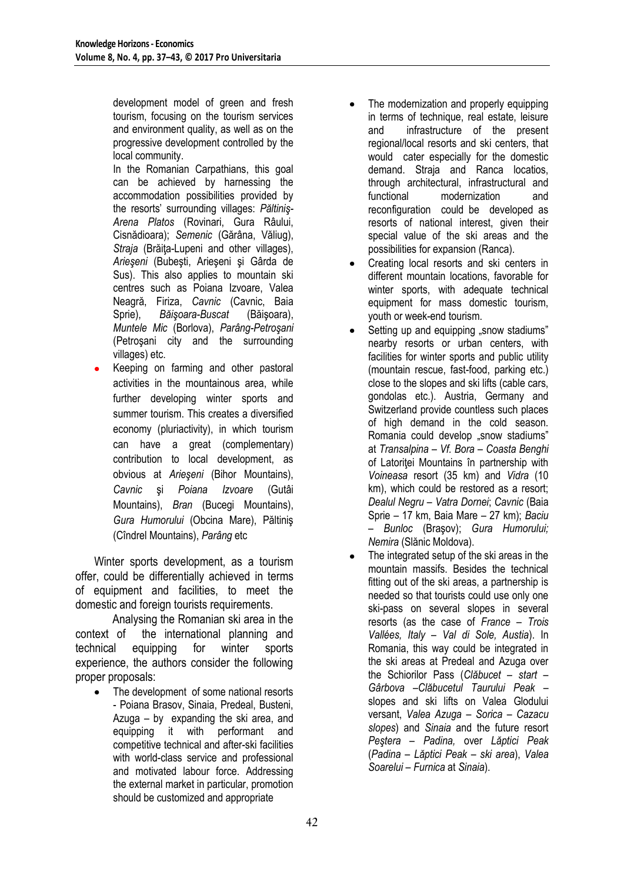development model of green and fresh tourism, focusing on the tourism services and environment quality, as well as on the progressive development controlled by the local community.

In the Romanian Carpathians, this goal can be achieved by harnessing the accommodation possibilities provided by the resorts' surrounding villages: *Păltiniş-Arena Platos* (Rovinari, Gura Râului, Cisnădioara); *Semenic* (Gărâna, Văliug), *Straja* (Brăiţa-Lupeni and other villages), *Arieşeni* (Bubeşti, Arieşeni şi Gârda de Sus). This also applies to mountain ski centres such as Poiana Izvoare, Valea Neagră, Firiza, *Cavnic* (Cavnic, Baia Sprie), *Băişoara-Buscat* (Băişoara), *Muntele Mic* (Borlova), *Parâng-Petroşani* (Petroşani city and the surrounding villages) etc.

- Keeping on farming and other pastoral activities in the mountainous area, while further developing winter sports and summer tourism. This creates a diversified economy (pluriactivity), in which tourism can have a great (complementary) contribution to local development, as obvious at *Arieşeni* (Bihor Mountains), *Cavnic* şi *Poiana Izvoare* (Gutâi Mountains), *Bran* (Bucegi Mountains), *Gura Humorului* (Obcina Mare), Păltiniş (Cîndrel Mountains), *Parâng* etc

Winter sports development, as a tourism offer, could be differentially achieved in terms of equipment and facilities, to meet the domestic and foreign tourists requirements.

Analysing the Romanian ski area in the context of the international planning and technical equipping for winter sports experience, the authors consider the following proper proposals:

- The development of some national resorts - Poiana Brasov, Sinaia, Predeal, Busteni, Azuga – by expanding the ski area, and equipping it with performant and competitive technical and after-ski facilities with world-class service and professional and motivated labour force. Addressing the external market in particular, promotion should be customized and appropriate
- The modernization and properly equipping in terms of technique, real estate, leisure and infrastructure of the present regional/local resorts and ski centers, that would cater especially for the domestic demand. Straja and Ranca locatios, through architectural, infrastructural and functional modernization and reconfiguration could be developed as resorts of national interest, given their special value of the ski areas and the possibilities for expansion (Ranca).
- Creating local resorts and ski centers in different mountain locations, favorable for winter sports, with adequate technical equipment for mass domestic tourism, youth or week-end tourism.
- Setting up and equipping „snow stadiums" nearby resorts or urban centers, with facilities for winter sports and public utility (mountain rescue, fast-food, parking etc.) close to the slopes and ski lifts (cable cars, gondolas etc.). Austria, Germany and Switzerland provide countless such places of high demand in the cold season. Romania could develop „snow stadiums" at *Transalpina – Vf. Bora – Coasta Benghi* of Latoriţei Mountains în partnership with *Voineasa* resort (35 km) and *Vidra* (10 km), which could be restored as a resort; *Dealul Negru – Vatra Dornei*; *Cavnic* (Baia Sprie – 17 km, Baia Mare – 27 km); *Baciu – Bunloc* (Braşov); *Gura Humorului; Nemira* (Slănic Moldova).
- The integrated setup of the ski areas in the mountain massifs. Besides the technical fitting out of the ski areas, a partnership is needed so that tourists could use only one ski-pass on several slopes in several resorts (as the case of *France – Trois Vallées, Italy – Val di Sole, Austia*). In Romania, this way could be integrated in the ski areas at Predeal and Azuga over the Schiorilor Pass (*Clăbucet – start – Gârbova –Clăbucetul Taurului Peak –* slopes and ski lifts on Valea Glodului versant, *Valea Azuga – Sorica – Cazacu slopes*) and *Sinaia* and the future resort *Peştera – Padina,* over *Lăptici Peak* (*Padina – Lăptici Peak – ski area*), *Valea Soarelui – Furnica* at *Sinaia*).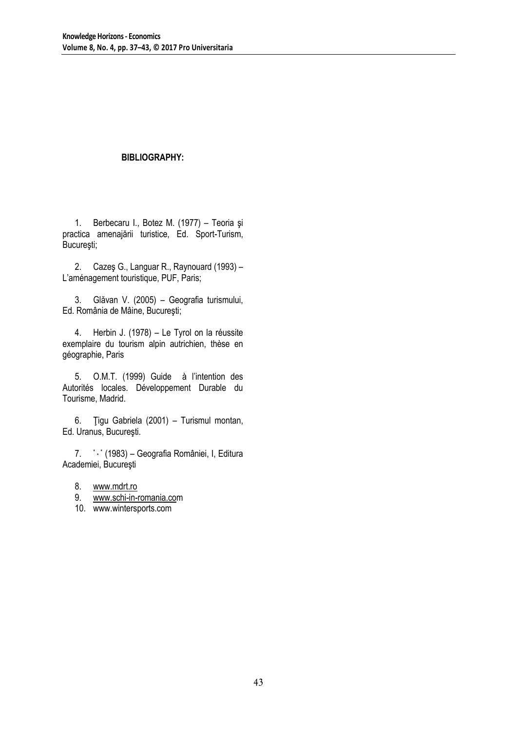**BIBLIOGRAPHY:**

1. Berbecaru I., Botez M. (1977) – Teoria şi practica amenajării turistice, Ed. Sport-Turism, Bucureşti;
2. Cazeş G., Languar R., Raynouard (1993) – L'aménagement touristique, PUF, Paris;
3. Glăvan V. (2005) – Geografia turismului, Ed. România de Mâine, Bucureşti;
4. Herbin J. (1978) – Le Tyrol on la réussite exemplaire du tourism alpin autrichien, thèse en géographie, Paris
5. O.M.T. (1999) Guide à l'intention des Autorités locales. Développement Durable du Tourisme, Madrid.
6. Ţigu Gabriela (2001) – Turismul montan, Ed. Uranus, Bucureşti.
7. *** (1983) – Geografia României, I, Editura Academiei, Bucureşti
8. www.mdrt.ro
9. www.schi-in-romania.com
10. www.wintersports.com